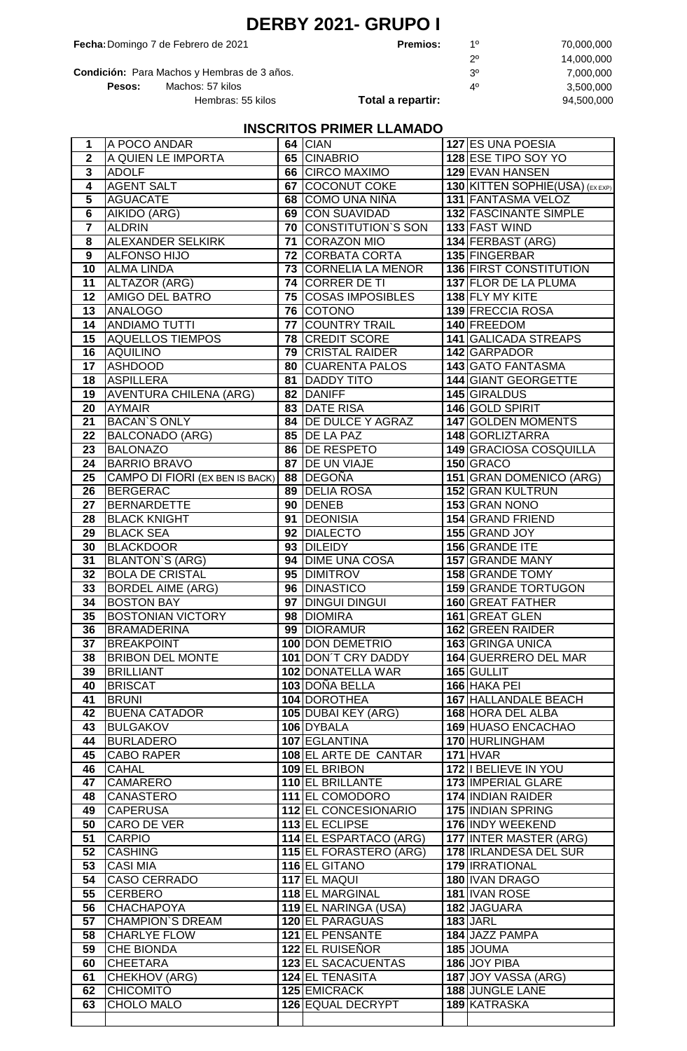# DERBY 2021- GRUPO I

**Fecha:** Domingo 7 de Febrero de 2021

**Condición:** Para Machos y Hembras de 3 años.

**Pesos:** Machos: 57 kilos
Hembras: 55 kilos

| **Premios:** | | |
|---|---|---|
| | 1º | 70,000,000 |
| | 2º | 14,000,000 |
| | 3º | 7,000,000 |
| | 4º | 3,500,000 |
| **Total a repartir:** | | 94,500,000 |

## INSCRITOS PRIMER LLAMADO

| | | | | | |
|---|---|---|---|---|---|
| 1 | A POCO ANDAR | 64 | CIAN | 127 | ES UNA POESIA |
| 2 | A QUIEN LE IMPORTA | 65 | CINABRIO | 128 | ESE TIPO SOY YO |
| 3 | ADOLF | 66 | CIRCO MAXIMO | 129 | EVAN HANSEN |
| 4 | AGENT SALT | 67 | COCONUT COKE | 130 | KITTEN SOPHIE(USA) (EX EXP) |
| 5 | AGUACATE | 68 | COMO UNA NIÑA | 131 | FANTASMA VELOZ |
| 6 | AIKIDO (ARG) | 69 | CON SUAVIDAD | 132 | FASCINANTE SIMPLE |
| 7 | ALDRIN | 70 | CONSTITUTION`S SON | 133 | FAST WIND |
| 8 | ALEXANDER SELKIRK | 71 | CORAZON MIO | 134 | FERBAST (ARG) |
| 9 | ALFONSO HIJO | 72 | CORBATA CORTA | 135 | FINGERBAR |
| 10 | ALMA LINDA | 73 | CORNELIA LA MENOR | 136 | FIRST CONSTITUTION |
| 11 | ALTAZOR (ARG) | 74 | CORRER DE TI | 137 | FLOR DE LA PLUMA |
| 12 | AMIGO DEL BATRO | 75 | COSAS IMPOSIBLES | 138 | FLY MY KITE |
| 13 | ANALOGO | 76 | COTONO | 139 | FRECCIA ROSA |
| 14 | ANDIAMO TUTTI | 77 | COUNTRY TRAIL | 140 | FREEDOM |
| 15 | AQUELLOS TIEMPOS | 78 | CREDIT SCORE | 141 | GALICADA STREAPS |
| 16 | AQUILINO | 79 | CRISTAL RAIDER | 142 | GARPADOR |
| 17 | ASHDOOD | 80 | CUARENTA PALOS | 143 | GATO FANTASMA |
| 18 | ASPILLERA | 81 | DADDY TITO | 144 | GIANT GEORGETTE |
| 19 | AVENTURA CHILENA (ARG) | 82 | DANIFF | 145 | GIRALDUS |
| 20 | AYMAIR | 83 | DATE RISA | 146 | GOLD SPIRIT |
| 21 | BACAN`S ONLY | 84 | DE DULCE Y AGRAZ | 147 | GOLDEN MOMENTS |
| 22 | BALCONADO (ARG) | 85 | DE LA PAZ | 148 | GORLIZTARRA |
| 23 | BALONAZO | 86 | DE RESPETO | 149 | GRACIOSA COSQUILLA |
| 24 | BARRIO BRAVO | 87 | DE UN VIAJE | 150 | GRACO |
| 25 | CAMPO DI FIORI (EX BEN IS BACK) | 88 | DEGOÑA | 151 | GRAN DOMENICO (ARG) |
| 26 | BERGERAC | 89 | DELIA ROSA | 152 | GRAN KULTRUN |
| 27 | BERNARDETTE | 90 | DENEB | 153 | GRAN NONO |
| 28 | BLACK KNIGHT | 91 | DEONISIA | 154 | GRAND FRIEND |
| 29 | BLACK SEA | 92 | DIALECTO | 155 | GRAND JOY |
| 30 | BLACKDOOR | 93 | DILEIDY | 156 | GRANDE ITE |
| 31 | BLANTON`S (ARG) | 94 | DIME UNA COSA | 157 | GRANDE MANY |
| 32 | BOLA DE CRISTAL | 95 | DIMITROV | 158 | GRANDE TOMY |
| 33 | BORDEL AIME (ARG) | 96 | DINASTICO | 159 | GRANDE TORTUGON |
| 34 | BOSTON BAY | 97 | DINGUI DINGUI | 160 | GREAT FATHER |
| 35 | BOSTONIAN VICTORY | 98 | DIOMIRA | 161 | GREAT GLEN |
| 36 | BRAMADERINA | 99 | DIORAMUR | 162 | GREEN RAIDER |
| 37 | BREAKPOINT | 100 | DON DEMETRIO | 163 | GRINGA UNICA |
| 38 | BRIBON DEL MONTE | 101 | DON´T CRY DADDY | 164 | GUERRERO DEL MAR |
| 39 | BRILLIANT | 102 | DONATELLA WAR | 165 | GULLIT |
| 40 | BRISCAT | 103 | DOÑA BELLA | 166 | HAKA PEI |
| 41 | BRUNI | 104 | DOROTHEA | 167 | HALLANDALE BEACH |
| 42 | BUENA CATADOR | 105 | DUBAI KEY (ARG) | 168 | HORA DEL ALBA |
| 43 | BULGAKOV | 106 | DYBALA | 169 | HUASO ENCACHAO |
| 44 | BURLADERO | 107 | EGLANTINA | 170 | HURLINGHAM |
| 45 | CABO RAPER | 108 | EL ARTE DE CANTAR | 171 | HVAR |
| 46 | CAHAL | 109 | EL BRIBON | 172 | I BELIEVE IN YOU |
| 47 | CAMARERO | 110 | EL BRILLANTE | 173 | IMPERIAL GLARE |
| 48 | CANASTERO | 111 | EL COMODORO | 174 | INDIAN RAIDER |
| 49 | CAPERUSA | 112 | EL CONCESIONARIO | 175 | INDIAN SPRING |
| 50 | CARO DE VER | 113 | EL ECLIPSE | 176 | INDY WEEKEND |
| 51 | CARPIO | 114 | EL ESPARTACO (ARG) | 177 | INTER MASTER (ARG) |
| 52 | CASHING | 115 | EL FORASTERO (ARG) | 178 | IRLANDESA DEL SUR |
| 53 | CASI MIA | 116 | EL GITANO | 179 | IRRATIONAL |
| 54 | CASO CERRADO | 117 | EL MAQUI | 180 | IVAN DRAGO |
| 55 | CERBERO | 118 | EL MARGINAL | 181 | IVAN ROSE |
| 56 | CHACHAPOYA | 119 | EL NARINGA (USA) | 182 | JAGUARA |
| 57 | CHAMPION`S DREAM | 120 | EL PARAGUAS | 183 | JARL |
| 58 | CHARLYE FLOW | 121 | EL PENSANTE | 184 | JAZZ PAMPA |
| 59 | CHE BIONDA | 122 | EL RUISEÑOR | 185 | JOUMA |
| 60 | CHEETARA | 123 | EL SACACUENTAS | 186 | JOY PIBA |
| 61 | CHEKHOV (ARG) | 124 | EL TENASITA | 187 | JOY VASSA (ARG) |
| 62 | CHICOMITO | 125 | EMICRACK | 188 | JUNGLE LANE |
| 63 | CHOLO MALO | 126 | EQUAL DECRYPT | 189 | KATRASKA |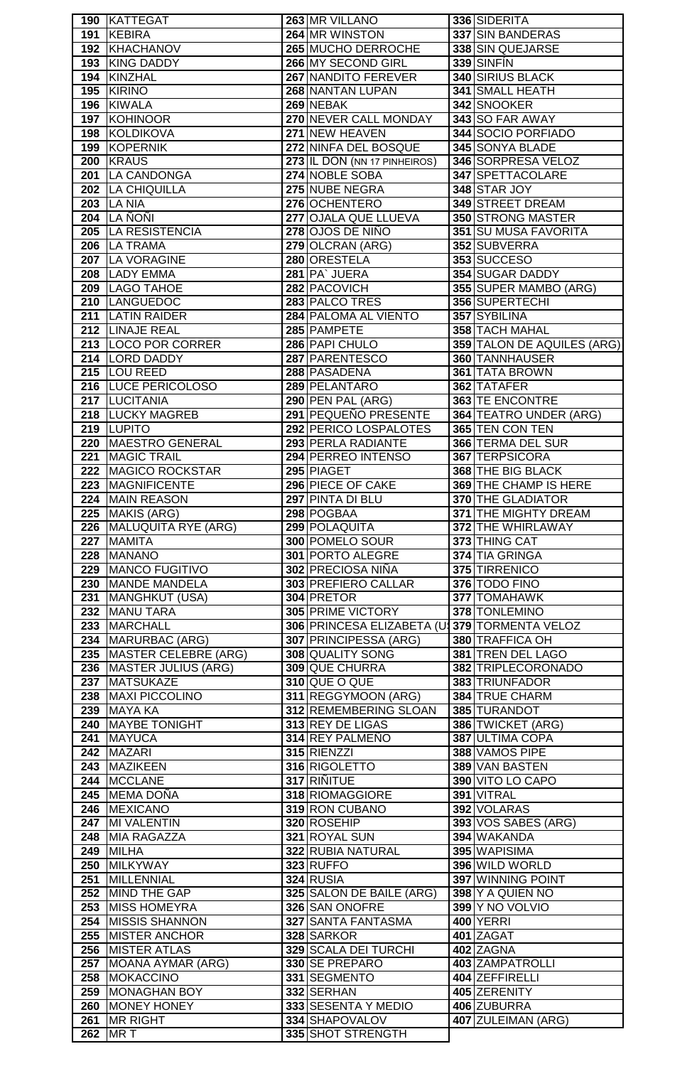| | | | | | |
|---|---|---|---|---|---|
| 190 | KATTEGAT | 263 | MR VILLANO | 336 | SIDERITA |
| 191 | KEBIRA | 264 | MR WINSTON | 337 | SIN BANDERAS |
| 192 | KHACHANOV | 265 | MUCHO DERROCHE | 338 | SIN QUEJARSE |
| 193 | KING DADDY | 266 | MY SECOND GIRL | 339 | SINFÍN |
| 194 | KINZHAL | 267 | NANDITO FEREVER | 340 | SIRIUS BLACK |
| 195 | KIRINO | 268 | NANTAN LUPAN | 341 | SMALL HEATH |
| 196 | KIWALA | 269 | NEBAK | 342 | SNOOKER |
| 197 | KOHINOOR | 270 | NEVER CALL MONDAY | 343 | SO FAR AWAY |
| 198 | KOLDIKOVA | 271 | NEW HEAVEN | 344 | SOCIO PORFIADO |
| 199 | KOPERNIK | 272 | NINFA DEL BOSQUE | 345 | SONYA BLADE |
| 200 | KRAUS | 273 | IL DON (NN 17 PINHEIROS) | 346 | SORPRESA VELOZ |
| 201 | LA CANDONGA | 274 | NOBLE SOBA | 347 | SPETTACOLARE |
| 202 | LA CHIQUILLA | 275 | NUBE NEGRA | 348 | STAR JOY |
| 203 | LA NIA | 276 | OCHENTERO | 349 | STREET DREAM |
| 204 | LA ÑOÑI | 277 | OJALA QUE LLUEVA | 350 | STRONG MASTER |
| 205 | LA RESISTENCIA | 278 | OJOS DE NIÑO | 351 | SU MUSA FAVORITA |
| 206 | LA TRAMA | 279 | OLCRAN (ARG) | 352 | SUBVERRA |
| 207 | LA VORAGINE | 280 | ORESTELA | 353 | SUCCESO |
| 208 | LADY EMMA | 281 | PA` JUERA | 354 | SUGAR DADDY |
| 209 | LAGO TAHOE | 282 | PACOVICH | 355 | SUPER MAMBO (ARG) |
| 210 | LANGUEDOC | 283 | PALCO TRES | 356 | SUPERTECHI |
| 211 | LATIN RAIDER | 284 | PALOMA AL VIENTO | 357 | SYBILINA |
| 212 | LINAJE REAL | 285 | PAMPETE | 358 | TACH MAHAL |
| 213 | LOCO POR CORRER | 286 | PAPI CHULO | 359 | TALON DE AQUILES (ARG) |
| 214 | LORD DADDY | 287 | PARENTESCO | 360 | TANNHAUSER |
| 215 | LOU REED | 288 | PASADENA | 361 | TATA BROWN |
| 216 | LUCE PERICOLOSO | 289 | PELANTARO | 362 | TATAFER |
| 217 | LUCITANIA | 290 | PEN PAL (ARG) | 363 | TE ENCONTRE |
| 218 | LUCKY MAGREB | 291 | PEQUEÑO PRESENTE | 364 | TEATRO UNDER (ARG) |
| 219 | LUPITO | 292 | PERICO LOSPALOTES | 365 | TEN CON TEN |
| 220 | MAESTRO GENERAL | 293 | PERLA RADIANTE | 366 | TERMA DEL SUR |
| 221 | MAGIC TRAIL | 294 | PERREO INTENSO | 367 | TERPSICORA |
| 222 | MAGICO ROCKSTAR | 295 | PIAGET | 368 | THE BIG BLACK |
| 223 | MAGNIFICENTE | 296 | PIECE OF CAKE | 369 | THE CHAMP IS HERE |
| 224 | MAIN REASON | 297 | PINTA DI BLU | 370 | THE GLADIATOR |
| 225 | MAKIS (ARG) | 298 | POGBAA | 371 | THE MIGHTY DREAM |
| 226 | MALUQUITA RYE (ARG) | 299 | POLAQUITA | 372 | THE WHIRLAWAY |
| 227 | MAMITA | 300 | POMELO SOUR | 373 | THING CAT |
| 228 | MANANO | 301 | PORTO ALEGRE | 374 | TIA GRINGA |
| 229 | MANCO FUGITIVO | 302 | PRECIOSA NIÑA | 375 | TIRRENICO |
| 230 | MANDE MANDELA | 303 | PREFIERO CALLAR | 376 | TODO FINO |
| 231 | MANGHKUT (USA) | 304 | PRETOR | 377 | TOMAHAWK |
| 232 | MANU TARA | 305 | PRIME VICTORY | 378 | TONLEMINO |
| 233 | MARCHALL | 306 | PRINCESA ELIZABETA (U | 379 | TORMENTA VELOZ |
| 234 | MARURBAC (ARG) | 307 | PRINCIPESSA (ARG) | 380 | TRAFFICA OH |
| 235 | MASTER CELEBRE (ARG) | 308 | QUALITY SONG | 381 | TREN DEL LAGO |
| 236 | MASTER JULIUS (ARG) | 309 | QUE CHURRA | 382 | TRIPLECORONADO |
| 237 | MATSUKAZE | 310 | QUE O QUE | 383 | TRIUNFADOR |
| 238 | MAXI PICCOLINO | 311 | REGGYMOON (ARG) | 384 | TRUE CHARM |
| 239 | MAYA KA | 312 | REMEMBERING SLOAN | 385 | TURANDOT |
| 240 | MAYBE TONIGHT | 313 | REY DE LIGAS | 386 | TWICKET (ARG) |
| 241 | MAYUCA | 314 | REY PALMEÑO | 387 | ULTIMA COPA |
| 242 | MAZARI | 315 | RIENZZI | 388 | VAMOS PIPE |
| 243 | MAZIKEEN | 316 | RIGOLETTO | 389 | VAN BASTEN |
| 244 | MCCLANE | 317 | RIÑITUE | 390 | VITO LO CAPO |
| 245 | MEMA DOÑA | 318 | RIOMAGGIORE | 391 | VITRAL |
| 246 | MEXICANO | 319 | RON CUBANO | 392 | VOLARAS |
| 247 | MI VALENTIN | 320 | ROSEHIP | 393 | VOS SABES (ARG) |
| 248 | MIA RAGAZZA | 321 | ROYAL SUN | 394 | WAKANDA |
| 249 | MILHA | 322 | RUBIA NATURAL | 395 | WAPISIMA |
| 250 | MILKYWAY | 323 | RUFFO | 396 | WILD WORLD |
| 251 | MILLENNIAL | 324 | RUSIA | 397 | WINNING POINT |
| 252 | MIND THE GAP | 325 | SALON DE BAILE (ARG) | 398 | Y A QUIEN NO |
| 253 | MISS HOMEYRA | 326 | SAN ONOFRE | 399 | Y NO VOLVIO |
| 254 | MISSIS SHANNON | 327 | SANTA FANTASMA | 400 | YERRI |
| 255 | MISTER ANCHOR | 328 | SARKOR | 401 | ZAGAT |
| 256 | MISTER ATLAS | 329 | SCALA DEI TURCHI | 402 | ZAGNA |
| 257 | MOANA AYMAR (ARG) | 330 | SE PREPARO | 403 | ZAMPATROLLI |
| 258 | MOKACCINO | 331 | SEGMENTO | 404 | ZEFFIRELLI |
| 259 | MONAGHAN BOY | 332 | SERHAN | 405 | ZERENITY |
| 260 | MONEY HONEY | 333 | SESENTA Y MEDIO | 406 | ZUBURRA |
| 261 | MR RIGHT | 334 | SHAPOVALOV | 407 | ZULEIMAN (ARG) |
| 262 | MR T | 335 | SHOT STRENGTH | | |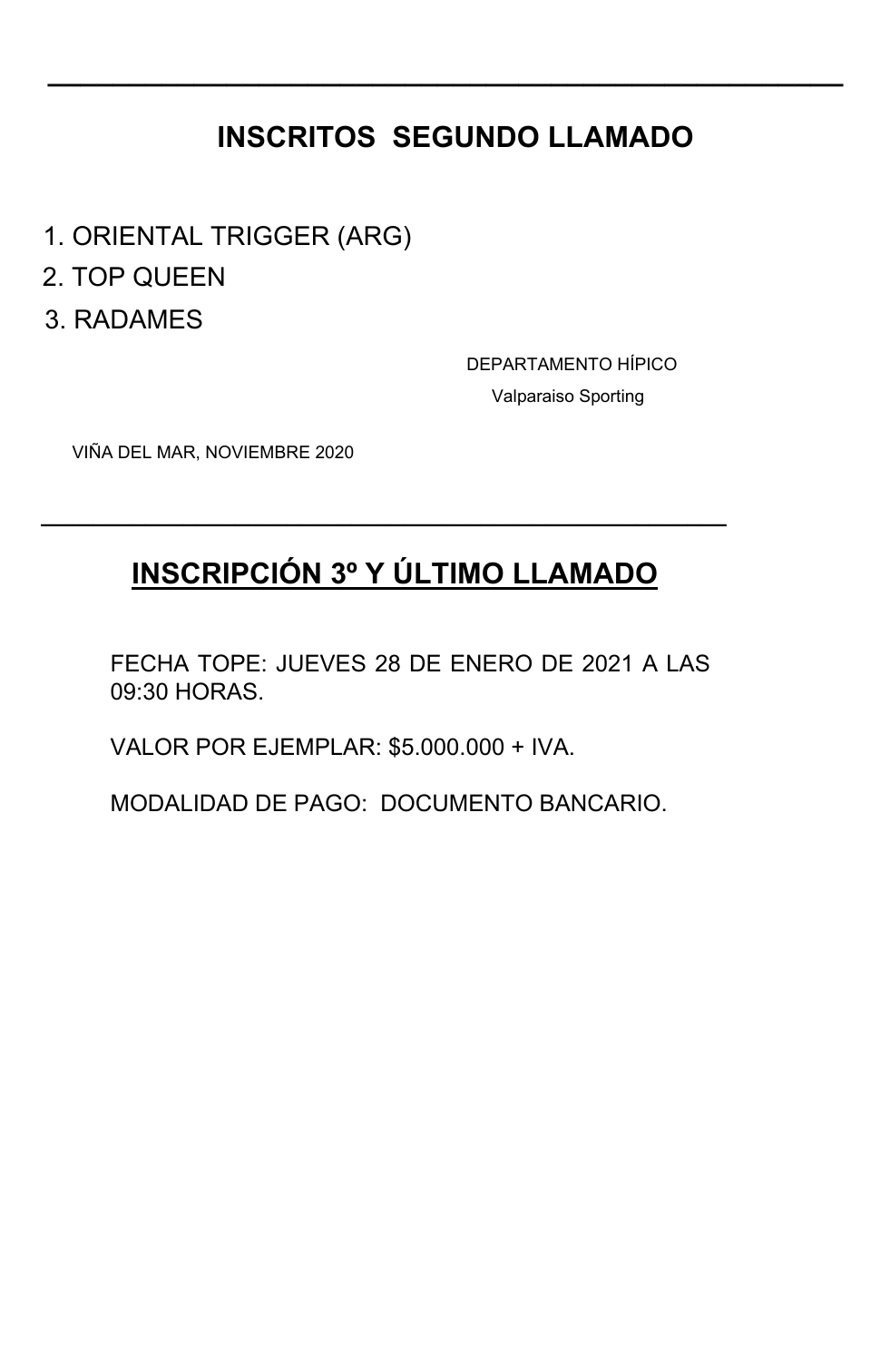## INSCRITOS SEGUNDO LLAMADO

1. ORIENTAL TRIGGER (ARG)
2. TOP QUEEN
3. RADAMES

DEPARTAMENTO HÍPICO

Valparaiso Sporting

VIÑA DEL MAR, NOVIEMBRE 2020

---

## INSCRIPCIÓN 3º Y ÚLTIMO LLAMADO

FECHA TOPE: JUEVES 28 DE ENERO DE 2021 A LAS 09:30 HORAS.

VALOR POR EJEMPLAR: $5.000.000 + IVA.

MODALIDAD DE PAGO: DOCUMENTO BANCARIO.